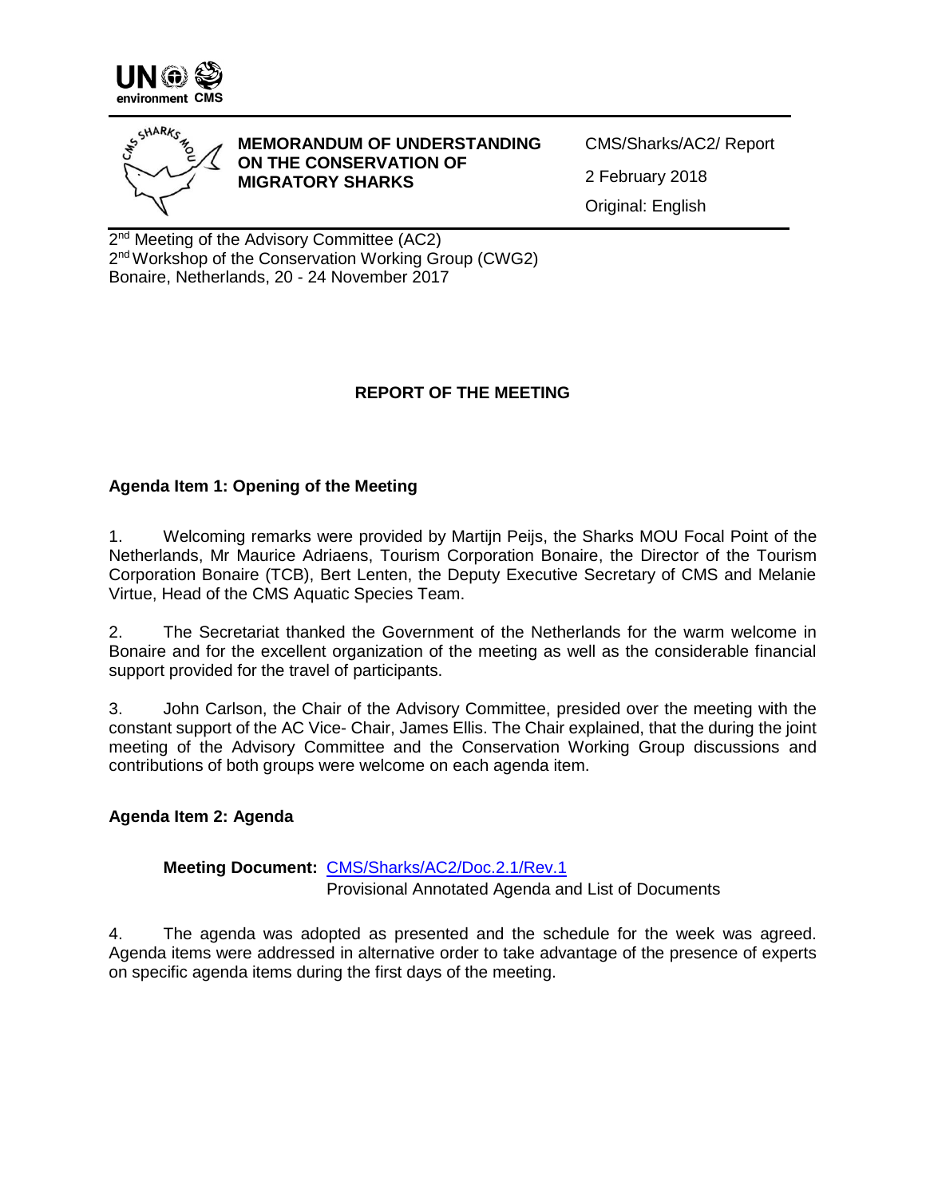**MEMORANDUM OF UNDERSTANDING ON THE CONSERVATION OF MIGRATORY SHARKS**

CMS/Sharks/AC2/ Report

2 February 2018

Original: English

2nd Meeting of the Advisory Committee (AC2)
2nd Workshop of the Conservation Working Group (CWG2)
Bonaire, Netherlands, 20 - 24 November 2017

## REPORT OF THE MEETING

### Agenda Item 1: Opening of the Meeting

1. Welcoming remarks were provided by Martijn Peijs, the Sharks MOU Focal Point of the Netherlands, Mr Maurice Adriaens, Tourism Corporation Bonaire, the Director of the Tourism Corporation Bonaire (TCB), Bert Lenten, the Deputy Executive Secretary of CMS and Melanie Virtue, Head of the CMS Aquatic Species Team.

2. The Secretariat thanked the Government of the Netherlands for the warm welcome in Bonaire and for the excellent organization of the meeting as well as the considerable financial support provided for the travel of participants.

3. John Carlson, the Chair of the Advisory Committee, presided over the meeting with the constant support of the AC Vice- Chair, James Ellis. The Chair explained, that the during the joint meeting of the Advisory Committee and the Conservation Working Group discussions and contributions of both groups were welcome on each agenda item.

### Agenda Item 2: Agenda

**Meeting Document:** CMS/Sharks/AC2/Doc.2.1/Rev.1
Provisional Annotated Agenda and List of Documents

4. The agenda was adopted as presented and the schedule for the week was agreed. Agenda items were addressed in alternative order to take advantage of the presence of experts on specific agenda items during the first days of the meeting.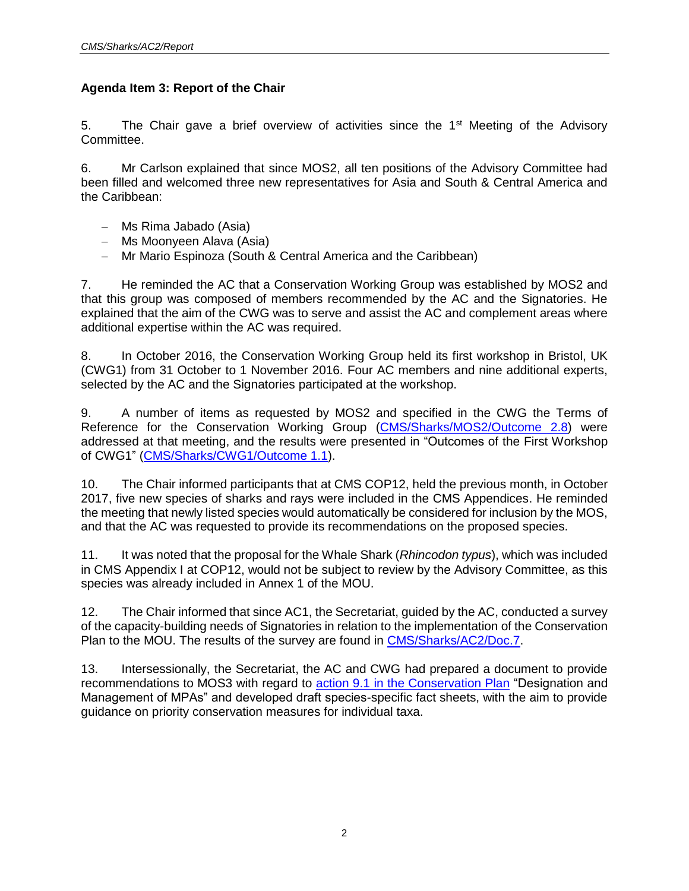**Agenda Item 3: Report of the Chair**

5. The Chair gave a brief overview of activities since the 1st Meeting of the Advisory Committee.

6. Mr Carlson explained that since MOS2, all ten positions of the Advisory Committee had been filled and welcomed three new representatives for Asia and South & Central America and the Caribbean:

- Ms Rima Jabado (Asia)
- Ms Moonyeen Alava (Asia)
- Mr Mario Espinoza (South & Central America and the Caribbean)

7. He reminded the AC that a Conservation Working Group was established by MOS2 and that this group was composed of members recommended by the AC and the Signatories. He explained that the aim of the CWG was to serve and assist the AC and complement areas where additional expertise within the AC was required.

8. In October 2016, the Conservation Working Group held its first workshop in Bristol, UK (CWG1) from 31 October to 1 November 2016. Four AC members and nine additional experts, selected by the AC and the Signatories participated at the workshop.

9. A number of items as requested by MOS2 and specified in the CWG the Terms of Reference for the Conservation Working Group (CMS/Sharks/MOS2/Outcome 2.8) were addressed at that meeting, and the results were presented in "Outcomes of the First Workshop of CWG1" (CMS/Sharks/CWG1/Outcome 1.1).

10. The Chair informed participants that at CMS COP12, held the previous month, in October 2017, five new species of sharks and rays were included in the CMS Appendices. He reminded the meeting that newly listed species would automatically be considered for inclusion by the MOS, and that the AC was requested to provide its recommendations on the proposed species.

11. It was noted that the proposal for the Whale Shark (*Rhincodon typus*), which was included in CMS Appendix I at COP12, would not be subject to review by the Advisory Committee, as this species was already included in Annex 1 of the MOU.

12. The Chair informed that since AC1, the Secretariat, guided by the AC, conducted a survey of the capacity-building needs of Signatories in relation to the implementation of the Conservation Plan to the MOU. The results of the survey are found in CMS/Sharks/AC2/Doc.7.

13. Intersessionally, the Secretariat, the AC and CWG had prepared a document to provide recommendations to MOS3 with regard to action 9.1 in the Conservation Plan "Designation and Management of MPAs" and developed draft species-specific fact sheets, with the aim to provide guidance on priority conservation measures for individual taxa.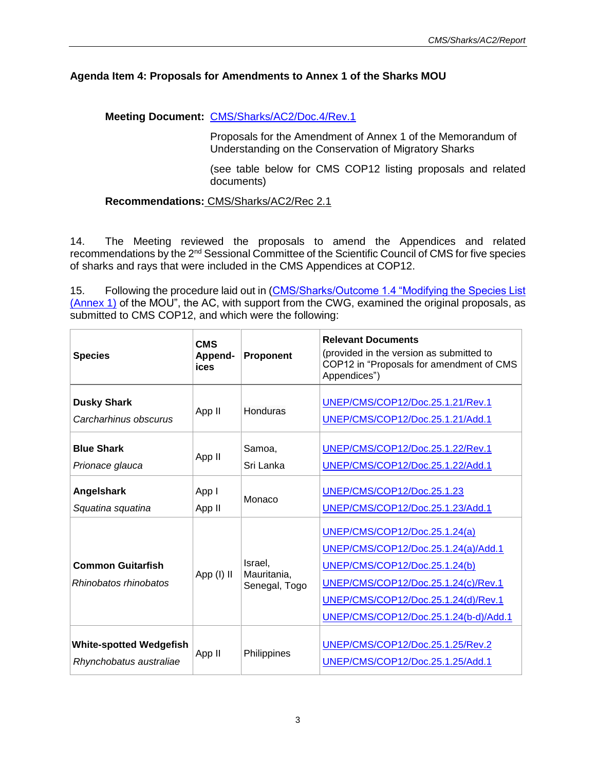## Agenda Item 4: Proposals for Amendments to Annex 1 of the Sharks MOU

**Meeting Document:** CMS/Sharks/AC2/Doc.4/Rev.1

Proposals for the Amendment of Annex 1 of the Memorandum of Understanding on the Conservation of Migratory Sharks

(see table below for CMS COP12 listing proposals and related documents)

**Recommendations:** CMS/Sharks/AC2/Rec 2.1

14. The Meeting reviewed the proposals to amend the Appendices and related recommendations by the 2nd Sessional Committee of the Scientific Council of CMS for five species of sharks and rays that were included in the CMS Appendices at COP12.

15. Following the procedure laid out in (CMS/Sharks/Outcome 1.4 "Modifying the Species List (Annex 1) of the MOU", the AC, with support from the CWG, examined the original proposals, as submitted to CMS COP12, and which were the following:

| Species | CMS Append-ices | Proponent | Relevant Documents (provided in the version as submitted to COP12 in "Proposals for amendment of CMS Appendices") |
|---|---|---|---|
| **Dusky Shark** *Carcharhinus obscurus* | App II | Honduras | UNEP/CMS/COP12/Doc.25.1.21/Rev.1<br>UNEP/CMS/COP12/Doc.25.1.21/Add.1 |
| **Blue Shark** *Prionace glauca* | App II | Samoa, Sri Lanka | UNEP/CMS/COP12/Doc.25.1.22/Rev.1<br>UNEP/CMS/COP12/Doc.25.1.22/Add.1 |
| **Angelshark** *Squatina squatina* | App I<br>App II | Monaco | UNEP/CMS/COP12/Doc.25.1.23<br>UNEP/CMS/COP12/Doc.25.1.23/Add.1 |
| **Common Guitarfish** *Rhinobatos rhinobatos* | App (I) II | Israel, Mauritania, Senegal, Togo | UNEP/CMS/COP12/Doc.25.1.24(a)<br>UNEP/CMS/COP12/Doc.25.1.24(a)/Add.1<br>UNEP/CMS/COP12/Doc.25.1.24(b)<br>UNEP/CMS/COP12/Doc.25.1.24(c)/Rev.1<br>UNEP/CMS/COP12/Doc.25.1.24(d)/Rev.1<br>UNEP/CMS/COP12/Doc.25.1.24(b-d)/Add.1 |
| **White-spotted Wedgefish** *Rhynchobatus australiae* | App II | Philippines | UNEP/CMS/COP12/Doc.25.1.25/Rev.2<br>UNEP/CMS/COP12/Doc.25.1.25/Add.1 |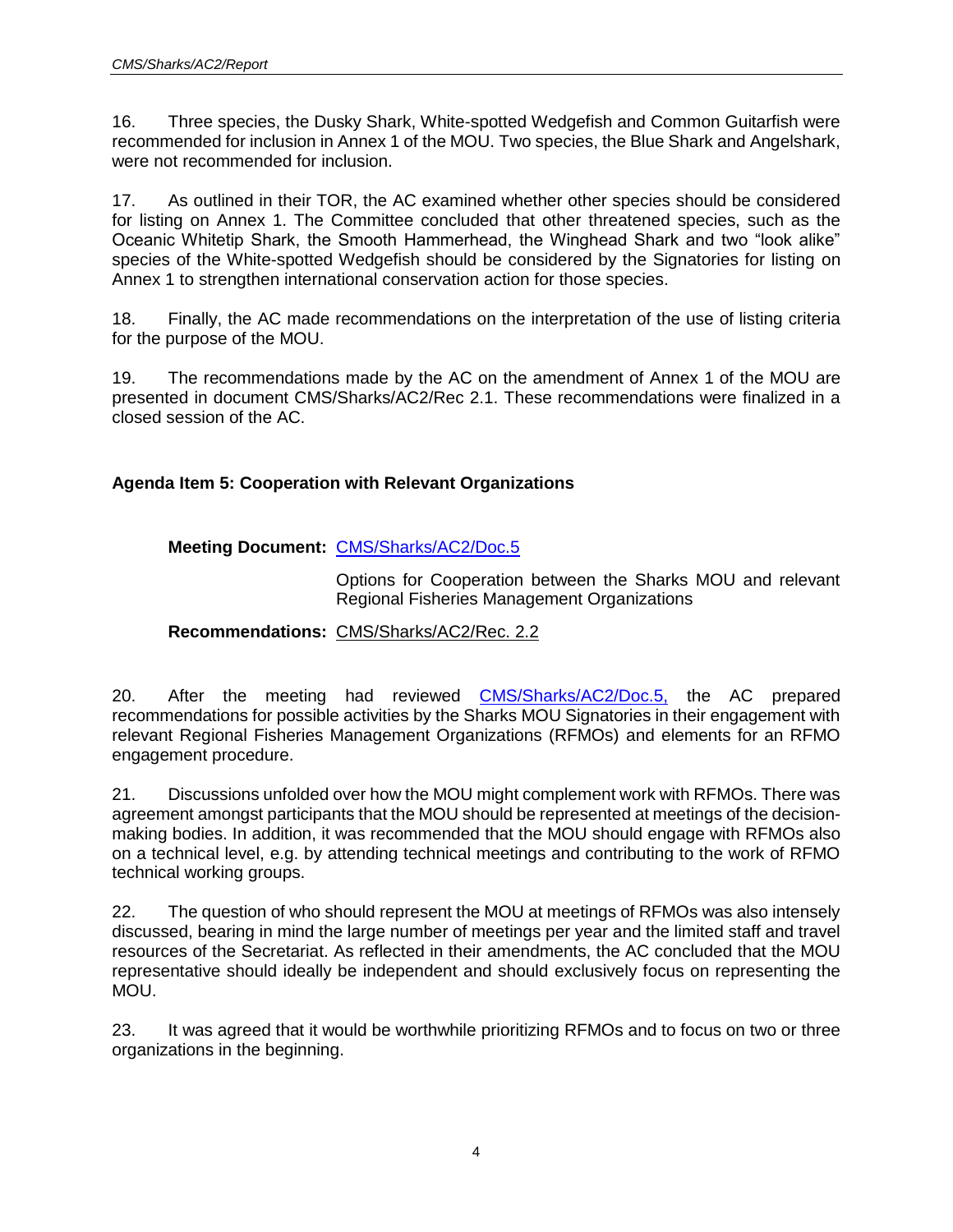16. Three species, the Dusky Shark, White-spotted Wedgefish and Common Guitarfish were recommended for inclusion in Annex 1 of the MOU. Two species, the Blue Shark and Angelshark, were not recommended for inclusion.

17. As outlined in their TOR, the AC examined whether other species should be considered for listing on Annex 1. The Committee concluded that other threatened species, such as the Oceanic Whitetip Shark, the Smooth Hammerhead, the Winghead Shark and two "look alike" species of the White-spotted Wedgefish should be considered by the Signatories for listing on Annex 1 to strengthen international conservation action for those species.

18. Finally, the AC made recommendations on the interpretation of the use of listing criteria for the purpose of the MOU.

19. The recommendations made by the AC on the amendment of Annex 1 of the MOU are presented in document CMS/Sharks/AC2/Rec 2.1. These recommendations were finalized in a closed session of the AC.

### Agenda Item 5: Cooperation with Relevant Organizations

**Meeting Document:** CMS/Sharks/AC2/Doc.5

Options for Cooperation between the Sharks MOU and relevant Regional Fisheries Management Organizations

**Recommendations:** CMS/Sharks/AC2/Rec. 2.2

20. After the meeting had reviewed CMS/Sharks/AC2/Doc.5, the AC prepared recommendations for possible activities by the Sharks MOU Signatories in their engagement with relevant Regional Fisheries Management Organizations (RFMOs) and elements for an RFMO engagement procedure.

21. Discussions unfolded over how the MOU might complement work with RFMOs. There was agreement amongst participants that the MOU should be represented at meetings of the decision-making bodies. In addition, it was recommended that the MOU should engage with RFMOs also on a technical level, e.g. by attending technical meetings and contributing to the work of RFMO technical working groups.

22. The question of who should represent the MOU at meetings of RFMOs was also intensely discussed, bearing in mind the large number of meetings per year and the limited staff and travel resources of the Secretariat. As reflected in their amendments, the AC concluded that the MOU representative should ideally be independent and should exclusively focus on representing the MOU.

23. It was agreed that it would be worthwhile prioritizing RFMOs and to focus on two or three organizations in the beginning.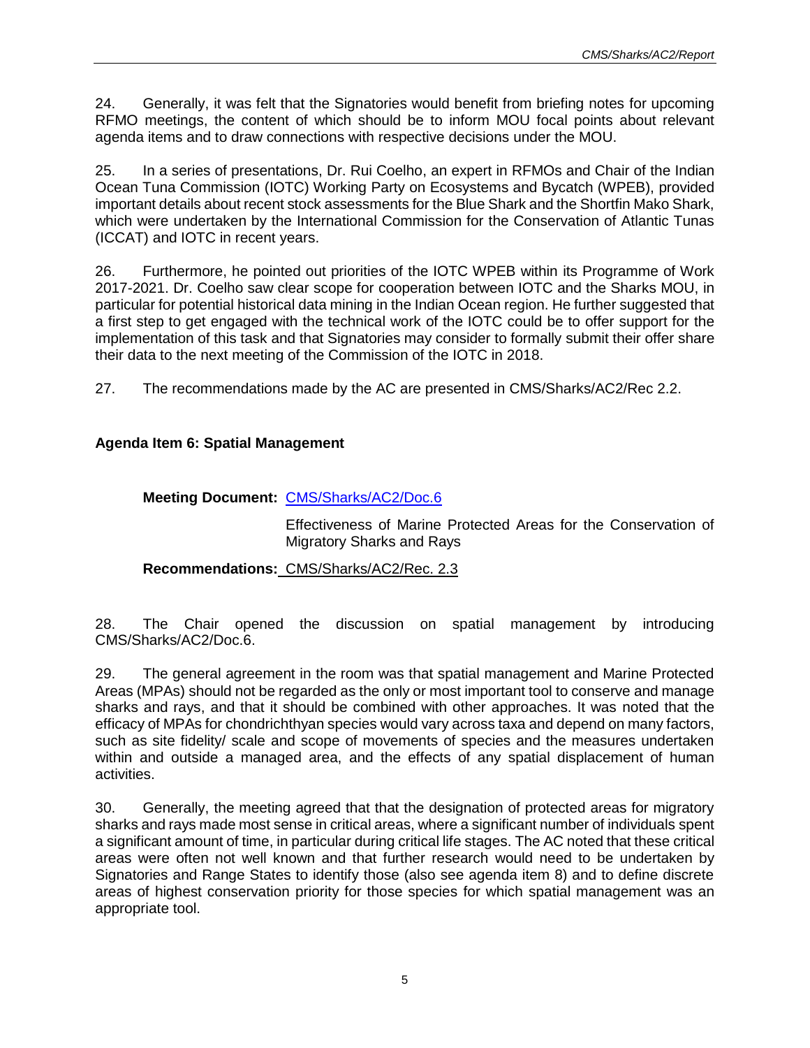24. Generally, it was felt that the Signatories would benefit from briefing notes for upcoming RFMO meetings, the content of which should be to inform MOU focal points about relevant agenda items and to draw connections with respective decisions under the MOU.

25. In a series of presentations, Dr. Rui Coelho, an expert in RFMOs and Chair of the Indian Ocean Tuna Commission (IOTC) Working Party on Ecosystems and Bycatch (WPEB), provided important details about recent stock assessments for the Blue Shark and the Shortfin Mako Shark, which were undertaken by the International Commission for the Conservation of Atlantic Tunas (ICCAT) and IOTC in recent years.

26. Furthermore, he pointed out priorities of the IOTC WPEB within its Programme of Work 2017-2021. Dr. Coelho saw clear scope for cooperation between IOTC and the Sharks MOU, in particular for potential historical data mining in the Indian Ocean region. He further suggested that a first step to get engaged with the technical work of the IOTC could be to offer support for the implementation of this task and that Signatories may consider to formally submit their offer share their data to the next meeting of the Commission of the IOTC in 2018.

27. The recommendations made by the AC are presented in CMS/Sharks/AC2/Rec 2.2.

**Agenda Item 6: Spatial Management**

**Meeting Document:** CMS/Sharks/AC2/Doc.6

Effectiveness of Marine Protected Areas for the Conservation of Migratory Sharks and Rays

**Recommendations:** CMS/Sharks/AC2/Rec. 2.3

28. The Chair opened the discussion on spatial management by introducing CMS/Sharks/AC2/Doc.6.

29. The general agreement in the room was that spatial management and Marine Protected Areas (MPAs) should not be regarded as the only or most important tool to conserve and manage sharks and rays, and that it should be combined with other approaches. It was noted that the efficacy of MPAs for chondrichthyan species would vary across taxa and depend on many factors, such as site fidelity/ scale and scope of movements of species and the measures undertaken within and outside a managed area, and the effects of any spatial displacement of human activities.

30. Generally, the meeting agreed that that the designation of protected areas for migratory sharks and rays made most sense in critical areas, where a significant number of individuals spent a significant amount of time, in particular during critical life stages. The AC noted that these critical areas were often not well known and that further research would need to be undertaken by Signatories and Range States to identify those (also see agenda item 8) and to define discrete areas of highest conservation priority for those species for which spatial management was an appropriate tool.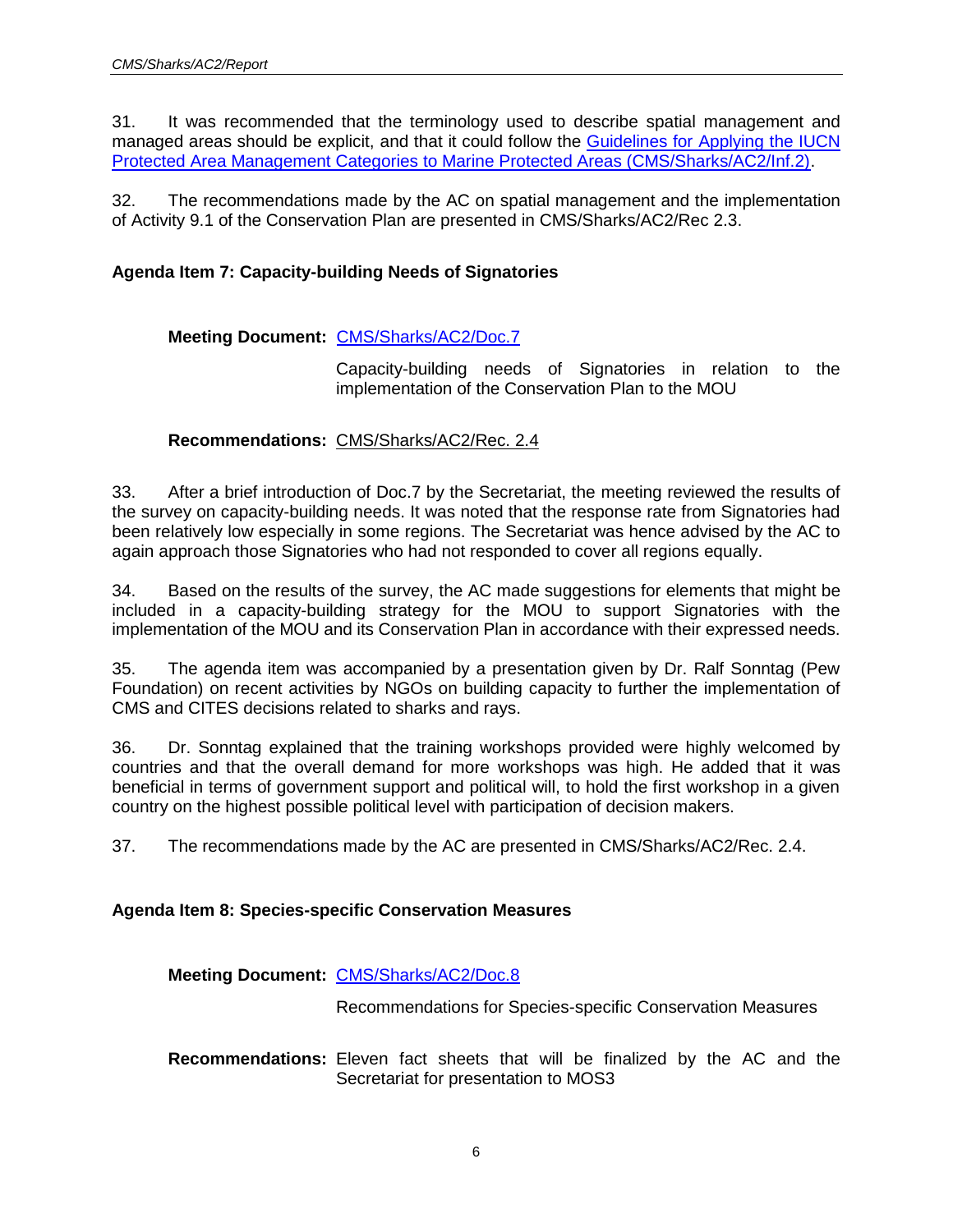31. It was recommended that the terminology used to describe spatial management and managed areas should be explicit, and that it could follow the Guidelines for Applying the IUCN Protected Area Management Categories to Marine Protected Areas (CMS/Sharks/AC2/Inf.2).

32. The recommendations made by the AC on spatial management and the implementation of Activity 9.1 of the Conservation Plan are presented in CMS/Sharks/AC2/Rec 2.3.

**Agenda Item 7: Capacity-building Needs of Signatories**

**Meeting Document:** CMS/Sharks/AC2/Doc.7

Capacity-building needs of Signatories in relation to the implementation of the Conservation Plan to the MOU

**Recommendations:** CMS/Sharks/AC2/Rec. 2.4

33. After a brief introduction of Doc.7 by the Secretariat, the meeting reviewed the results of the survey on capacity-building needs. It was noted that the response rate from Signatories had been relatively low especially in some regions. The Secretariat was hence advised by the AC to again approach those Signatories who had not responded to cover all regions equally.

34. Based on the results of the survey, the AC made suggestions for elements that might be included in a capacity-building strategy for the MOU to support Signatories with the implementation of the MOU and its Conservation Plan in accordance with their expressed needs.

35. The agenda item was accompanied by a presentation given by Dr. Ralf Sonntag (Pew Foundation) on recent activities by NGOs on building capacity to further the implementation of CMS and CITES decisions related to sharks and rays.

36. Dr. Sonntag explained that the training workshops provided were highly welcomed by countries and that the overall demand for more workshops was high. He added that it was beneficial in terms of government support and political will, to hold the first workshop in a given country on the highest possible political level with participation of decision makers.

37. The recommendations made by the AC are presented in CMS/Sharks/AC2/Rec. 2.4.

**Agenda Item 8: Species-specific Conservation Measures**

**Meeting Document:** CMS/Sharks/AC2/Doc.8

Recommendations for Species-specific Conservation Measures

**Recommendations:** Eleven fact sheets that will be finalized by the AC and the Secretariat for presentation to MOS3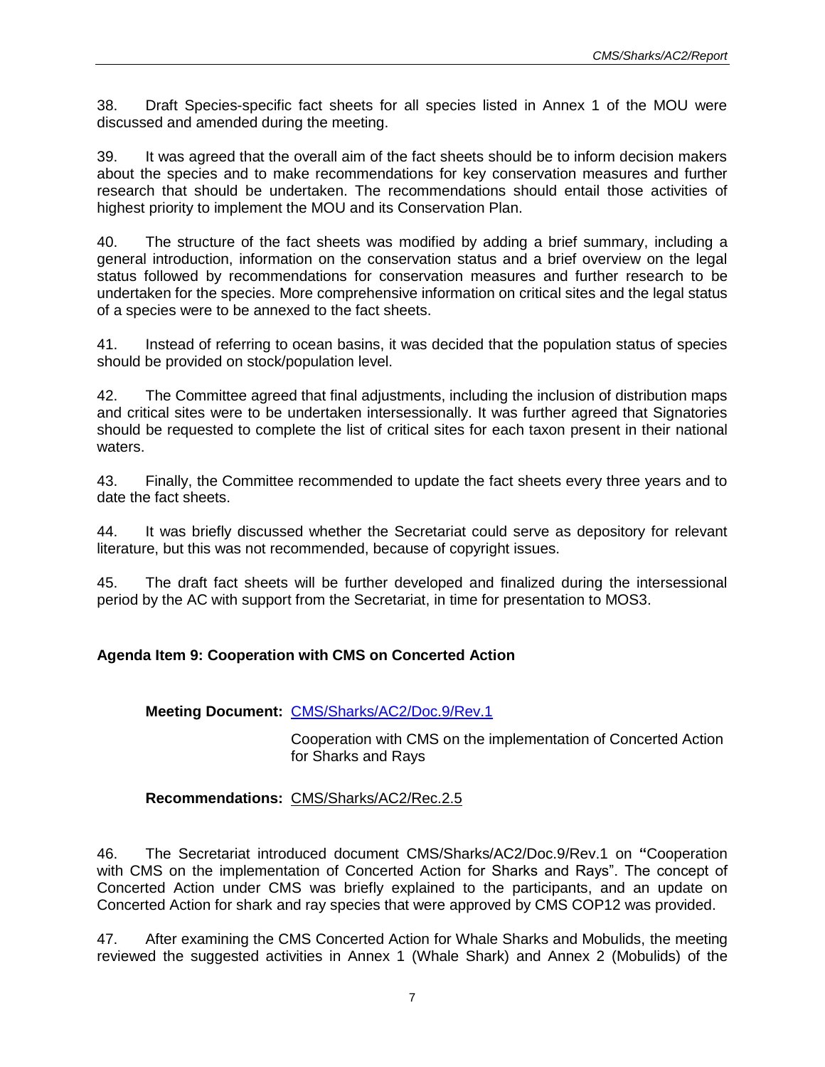38. Draft Species-specific fact sheets for all species listed in Annex 1 of the MOU were discussed and amended during the meeting.

39. It was agreed that the overall aim of the fact sheets should be to inform decision makers about the species and to make recommendations for key conservation measures and further research that should be undertaken. The recommendations should entail those activities of highest priority to implement the MOU and its Conservation Plan.

40. The structure of the fact sheets was modified by adding a brief summary, including a general introduction, information on the conservation status and a brief overview on the legal status followed by recommendations for conservation measures and further research to be undertaken for the species. More comprehensive information on critical sites and the legal status of a species were to be annexed to the fact sheets.

41. Instead of referring to ocean basins, it was decided that the population status of species should be provided on stock/population level.

42. The Committee agreed that final adjustments, including the inclusion of distribution maps and critical sites were to be undertaken intersessionally. It was further agreed that Signatories should be requested to complete the list of critical sites for each taxon present in their national waters.

43. Finally, the Committee recommended to update the fact sheets every three years and to date the fact sheets.

44. It was briefly discussed whether the Secretariat could serve as depository for relevant literature, but this was not recommended, because of copyright issues.

45. The draft fact sheets will be further developed and finalized during the intersessional period by the AC with support from the Secretariat, in time for presentation to MOS3.

**Agenda Item 9: Cooperation with CMS on Concerted Action**

**Meeting Document:** CMS/Sharks/AC2/Doc.9/Rev.1

Cooperation with CMS on the implementation of Concerted Action for Sharks and Rays

**Recommendations:** CMS/Sharks/AC2/Rec.2.5

46. The Secretariat introduced document CMS/Sharks/AC2/Doc.9/Rev.1 on **"**Cooperation with CMS on the implementation of Concerted Action for Sharks and Rays". The concept of Concerted Action under CMS was briefly explained to the participants, and an update on Concerted Action for shark and ray species that were approved by CMS COP12 was provided.

47. After examining the CMS Concerted Action for Whale Sharks and Mobulids, the meeting reviewed the suggested activities in Annex 1 (Whale Shark) and Annex 2 (Mobulids) of the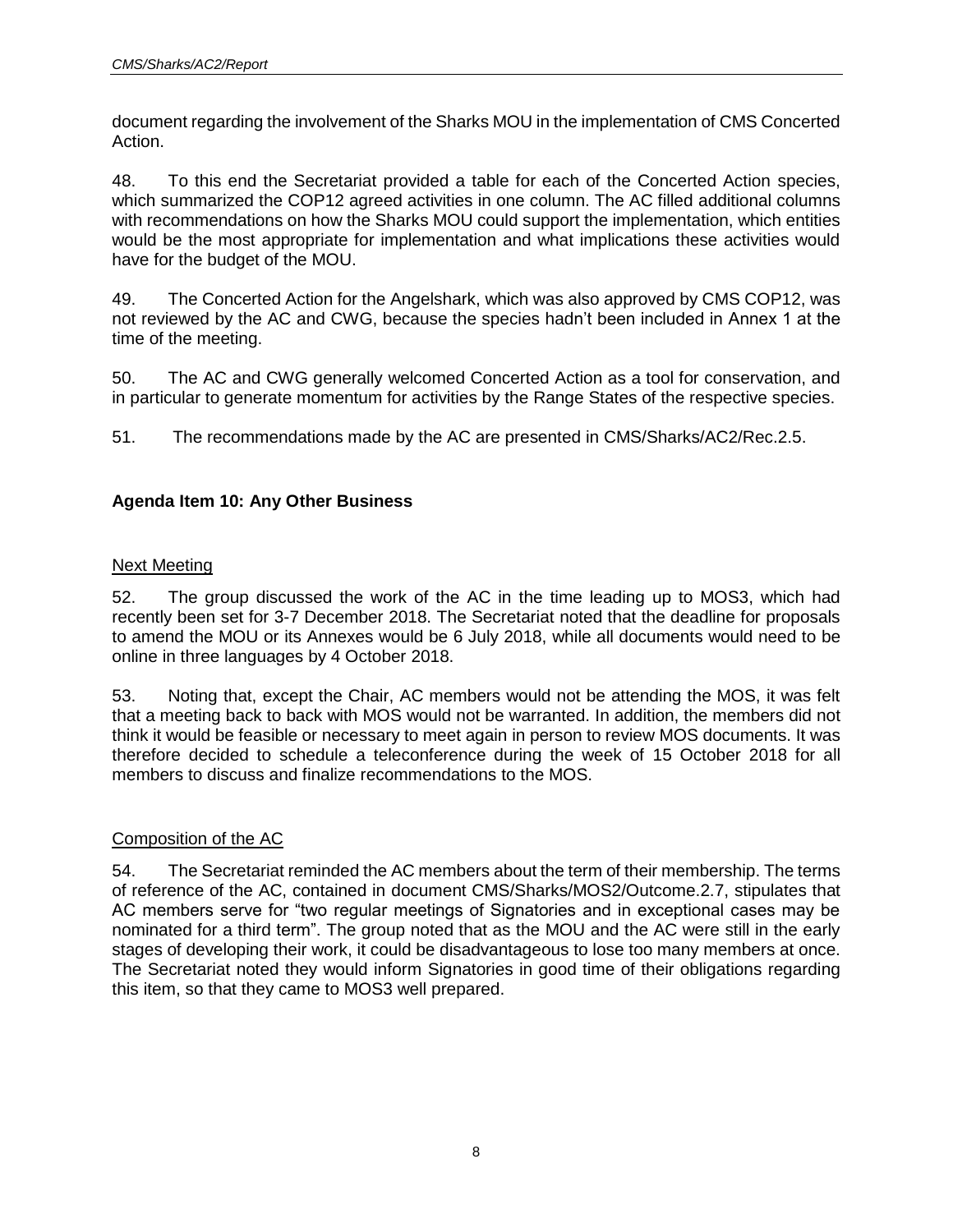document regarding the involvement of the Sharks MOU in the implementation of CMS Concerted Action.

48. To this end the Secretariat provided a table for each of the Concerted Action species, which summarized the COP12 agreed activities in one column. The AC filled additional columns with recommendations on how the Sharks MOU could support the implementation, which entities would be the most appropriate for implementation and what implications these activities would have for the budget of the MOU.

49. The Concerted Action for the Angelshark, which was also approved by CMS COP12, was not reviewed by the AC and CWG, because the species hadn't been included in Annex 1 at the time of the meeting.

50. The AC and CWG generally welcomed Concerted Action as a tool for conservation, and in particular to generate momentum for activities by the Range States of the respective species.

51. The recommendations made by the AC are presented in CMS/Sharks/AC2/Rec.2.5.

## Agenda Item 10: Any Other Business

### Next Meeting

52. The group discussed the work of the AC in the time leading up to MOS3, which had recently been set for 3-7 December 2018. The Secretariat noted that the deadline for proposals to amend the MOU or its Annexes would be 6 July 2018, while all documents would need to be online in three languages by 4 October 2018.

53. Noting that, except the Chair, AC members would not be attending the MOS, it was felt that a meeting back to back with MOS would not be warranted. In addition, the members did not think it would be feasible or necessary to meet again in person to review MOS documents. It was therefore decided to schedule a teleconference during the week of 15 October 2018 for all members to discuss and finalize recommendations to the MOS.

### Composition of the AC

54. The Secretariat reminded the AC members about the term of their membership. The terms of reference of the AC, contained in document CMS/Sharks/MOS2/Outcome.2.7, stipulates that AC members serve for "two regular meetings of Signatories and in exceptional cases may be nominated for a third term". The group noted that as the MOU and the AC were still in the early stages of developing their work, it could be disadvantageous to lose too many members at once. The Secretariat noted they would inform Signatories in good time of their obligations regarding this item, so that they came to MOS3 well prepared.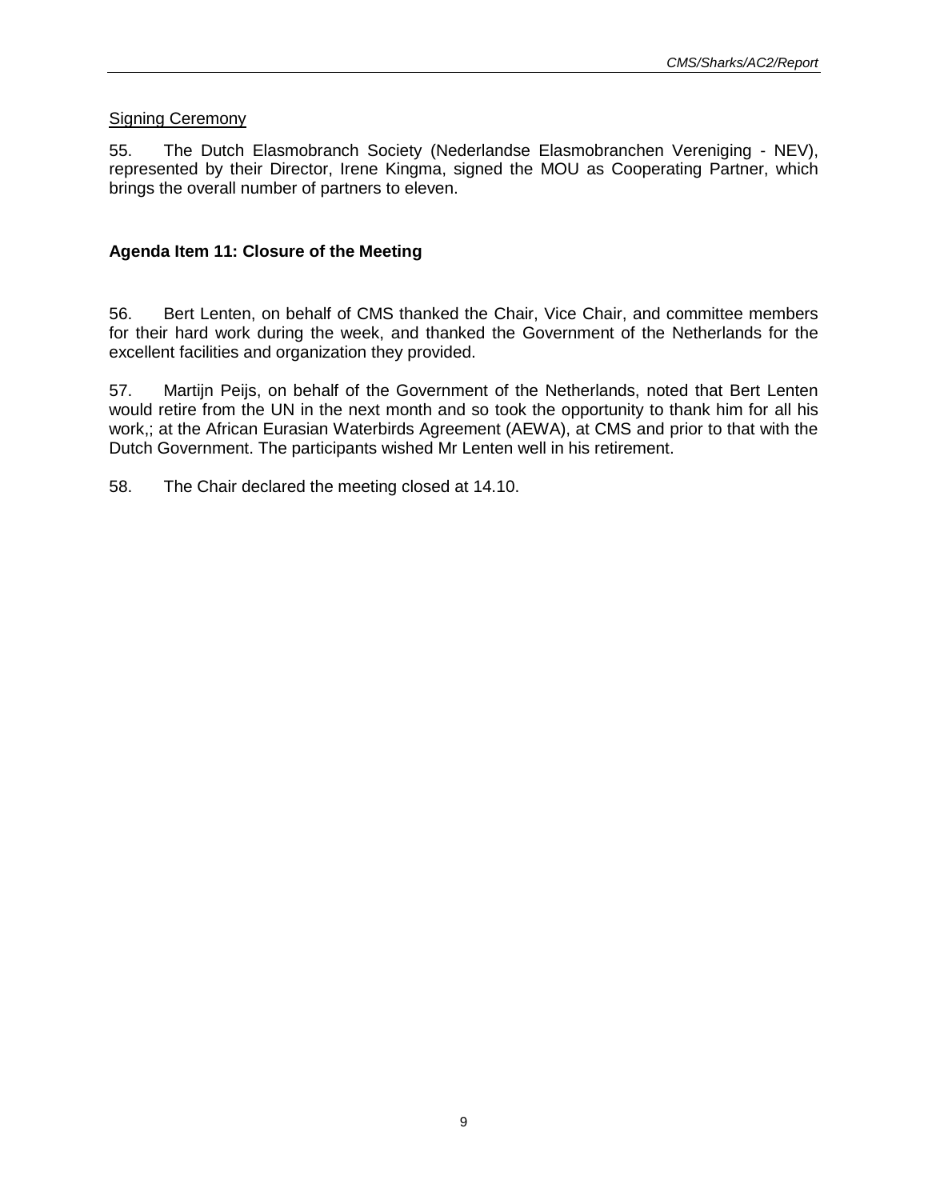Signing Ceremony

55. The Dutch Elasmobranch Society (Nederlandse Elasmobranchen Vereniging - NEV), represented by their Director, Irene Kingma, signed the MOU as Cooperating Partner, which brings the overall number of partners to eleven.

### Agenda Item 11: Closure of the Meeting

56. Bert Lenten, on behalf of CMS thanked the Chair, Vice Chair, and committee members for their hard work during the week, and thanked the Government of the Netherlands for the excellent facilities and organization they provided.

57. Martijn Peijs, on behalf of the Government of the Netherlands, noted that Bert Lenten would retire from the UN in the next month and so took the opportunity to thank him for all his work,; at the African Eurasian Waterbirds Agreement (AEWA), at CMS and prior to that with the Dutch Government. The participants wished Mr Lenten well in his retirement.

58. The Chair declared the meeting closed at 14.10.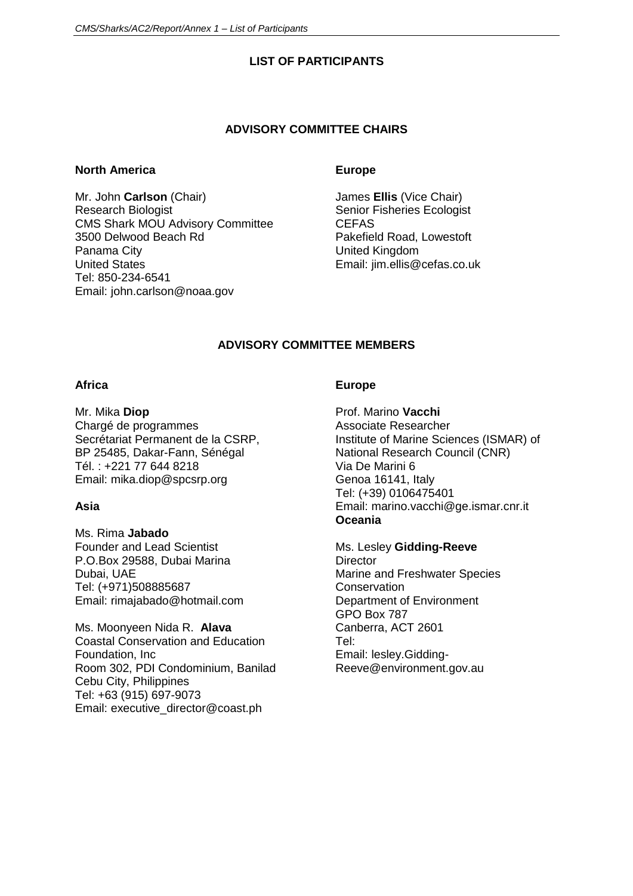# LIST OF PARTICIPANTS

## ADVISORY COMMITTEE CHAIRS

### North America

Mr. John **Carlson** (Chair)
Research Biologist
CMS Shark MOU Advisory Committee
3500 Delwood Beach Rd
Panama City
United States
Tel: 850-234-6541
Email: john.carlson@noaa.gov

### Europe

James **Ellis** (Vice Chair)
Senior Fisheries Ecologist
CEFAS
Pakefield Road, Lowestoft
United Kingdom
Email: jim.ellis@cefas.co.uk

## ADVISORY COMMITTEE MEMBERS

### Africa

Mr. Mika **Diop**
Chargé de programmes
Secrétariat Permanent de la CSRP,
BP 25485, Dakar-Fann, Sénégal
Tél. : +221 77 644 8218
Email: mika.diop@spcsrp.org

### Asia

Ms. Rima **Jabado**
Founder and Lead Scientist
P.O.Box 29588, Dubai Marina
Dubai, UAE
Tel: (+971)508885687
Email: rimajabado@hotmail.com

Ms. Moonyeen Nida R. **Alava**
Coastal Conservation and Education Foundation, Inc
Room 302, PDI Condominium, Banilad
Cebu City, Philippines
Tel: +63 (915) 697-9073
Email: executive_director@coast.ph

### Europe

Prof. Marino **Vacchi**
Associate Researcher
Institute of Marine Sciences (ISMAR) of National Research Council (CNR)
Via De Marini 6
Genoa 16141, Italy
Tel: (+39) 0106475401
Email: marino.vacchi@ge.ismar.cnr.it

### Oceania

Ms. Lesley **Gidding-Reeve**
Director
Marine and Freshwater Species Conservation
Department of Environment
GPO Box 787
Canberra, ACT 2601
Tel:
Email: lesley.Gidding-Reeve@environment.gov.au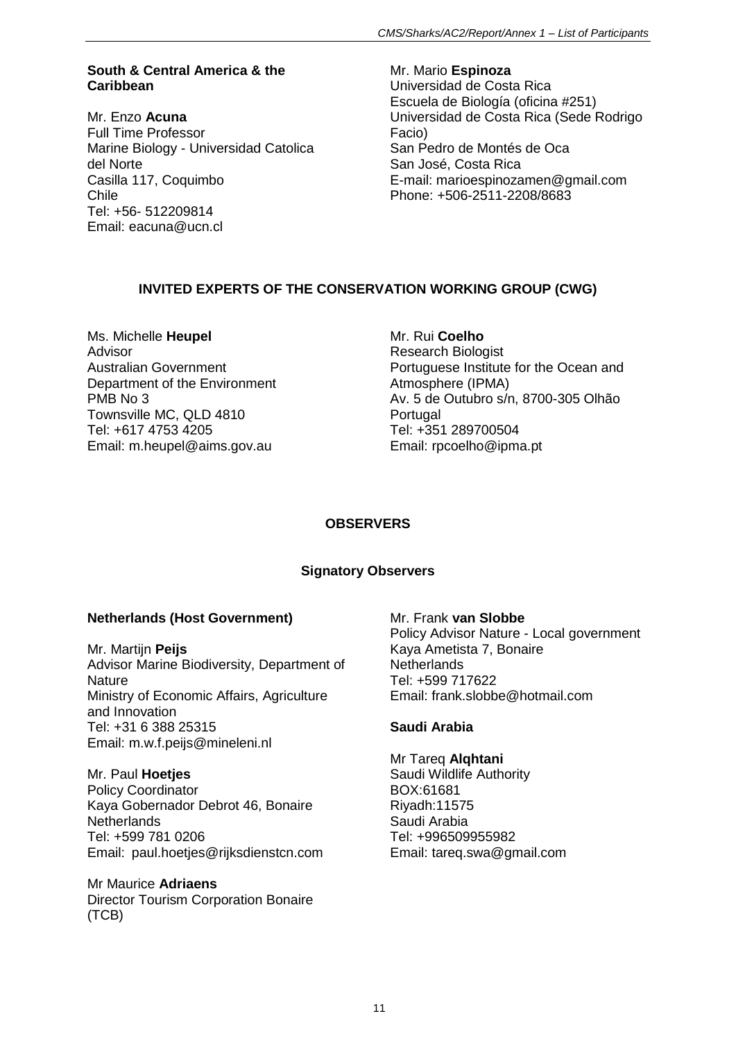**South & Central America & the Caribbean**

Mr. Enzo **Acuna**
Full Time Professor
Marine Biology - Universidad Catolica del Norte
Casilla 117, Coquimbo
Chile
Tel: +56- 512209814
Email: eacuna@ucn.cl

Mr. Mario **Espinoza**
Universidad de Costa Rica
Escuela de Biología (oficina #251)
Universidad de Costa Rica (Sede Rodrigo Facio)
San Pedro de Montés de Oca
San José, Costa Rica
E-mail: marioespinozamen@gmail.com
Phone: +506-2511-2208/8683

## INVITED EXPERTS OF THE CONSERVATION WORKING GROUP (CWG)

Ms. Michelle **Heupel**
Advisor
Australian Government
Department of the Environment
PMB No 3
Townsville MC, QLD 4810
Tel: +617 4753 4205
Email: m.heupel@aims.gov.au

Mr. Rui **Coelho**
Research Biologist
Portuguese Institute for the Ocean and Atmosphere (IPMA)
Av. 5 de Outubro s/n, 8700-305 Olhão
Portugal
Tel: +351 289700504
Email: rpcoelho@ipma.pt

## OBSERVERS

### Signatory Observers

**Netherlands (Host Government)**

Mr. Martijn **Peijs**
Advisor Marine Biodiversity, Department of Nature
Ministry of Economic Affairs, Agriculture and Innovation
Tel: +31 6 388 25315
Email: m.w.f.peijs@mineleni.nl

Mr. Paul **Hoetjes**
Policy Coordinator
Kaya Gobernador Debrot 46, Bonaire
Netherlands
Tel: +599 781 0206
Email: paul.hoetjes@rijksdienstcn.com

Mr Maurice **Adriaens**
Director Tourism Corporation Bonaire (TCB)

Mr. Frank **van Slobbe**
Policy Advisor Nature - Local government
Kaya Ametista 7, Bonaire
Netherlands
Tel: +599 717622
Email: frank.slobbe@hotmail.com

**Saudi Arabia**

Mr Tareq **Alqhtani**
Saudi Wildlife Authority
BOX:61681
Riyadh:11575
Saudi Arabia
Tel: +996509955982
Email: tareq.swa@gmail.com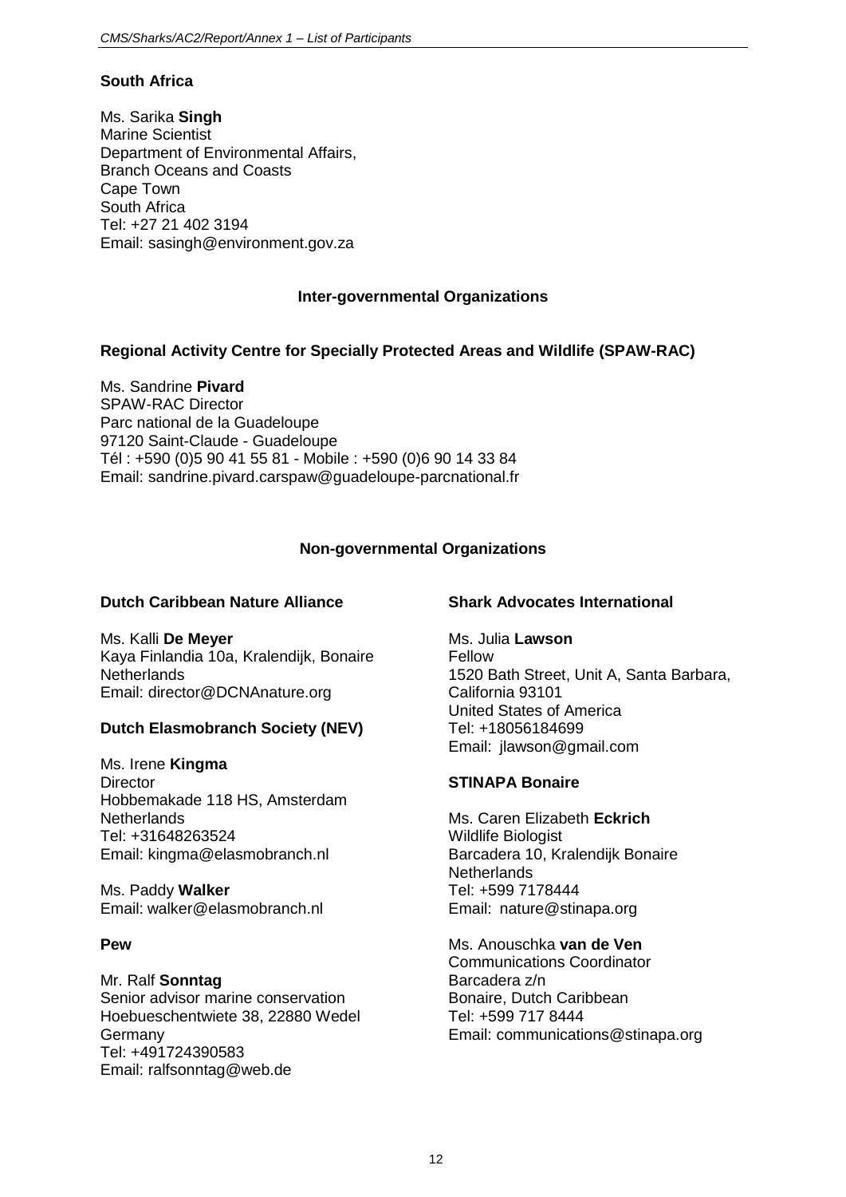**South Africa**

Ms. Sarika **Singh**
Marine Scientist
Department of Environmental Affairs,
Branch Oceans and Coasts
Cape Town
South Africa
Tel: +27 21 402 3194
Email: sasingh@environment.gov.za

## Inter-governmental Organizations

**Regional Activity Centre for Specially Protected Areas and Wildlife (SPAW-RAC)**

Ms. Sandrine **Pivard**
SPAW-RAC Director
Parc national de la Guadeloupe
97120 Saint-Claude - Guadeloupe
Tél : +590 (0)5 90 41 55 81 - Mobile : +590 (0)6 90 14 33 84
Email: sandrine.pivard.carspaw@guadeloupe-parcnational.fr

## Non-governmental Organizations

**Dutch Caribbean Nature Alliance**

Ms. Kalli **De Meyer**
Kaya Finlandia 10a, Kralendijk, Bonaire
Netherlands
Email: director@DCNAnature.org

**Dutch Elasmobranch Society (NEV)**

Ms. Irene **Kingma**
Director
Hobbemakade 118 HS, Amsterdam
Netherlands
Tel: +31648263524
Email: kingma@elasmobranch.nl

Ms. Paddy **Walker**
Email: walker@elasmobranch.nl

**Pew**

Mr. Ralf **Sonntag**
Senior advisor marine conservation
Hoebueschentwiete 38, 22880 Wedel
Germany
Tel: +491724390583
Email: ralfsonntag@web.de

**Shark Advocates International**

Ms. Julia **Lawson**
Fellow
1520 Bath Street, Unit A, Santa Barbara,
California 93101
United States of America
Tel: +18056184699
Email: jlawson@gmail.com

**STINAPA Bonaire**

Ms. Caren Elizabeth **Eckrich**
Wildlife Biologist
Barcadera 10, Kralendijk Bonaire
Netherlands
Tel: +599 7178444
Email: nature@stinapa.org

Ms. Anouschka **van de Ven**
Communications Coordinator
Barcadera z/n
Bonaire, Dutch Caribbean
Tel: +599 717 8444
Email: communications@stinapa.org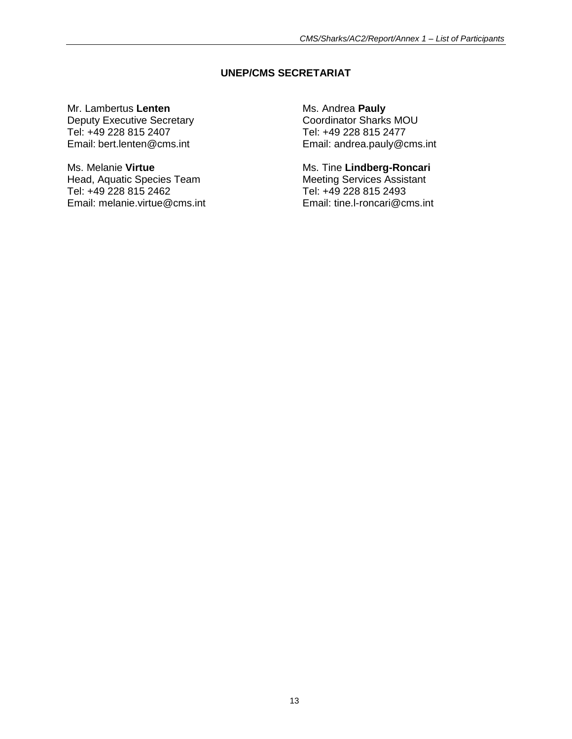## UNEP/CMS SECRETARIAT

Mr. Lambertus **Lenten**
Deputy Executive Secretary
Tel: +49 228 815 2407
Email: bert.lenten@cms.int

Ms. Melanie **Virtue**
Head, Aquatic Species Team
Tel: +49 228 815 2462
Email: melanie.virtue@cms.int

Ms. Andrea **Pauly**
Coordinator Sharks MOU
Tel: +49 228 815 2477
Email: andrea.pauly@cms.int

Ms. Tine **Lindberg-Roncari**
Meeting Services Assistant
Tel: +49 228 815 2493
Email: tine.l-roncari@cms.int